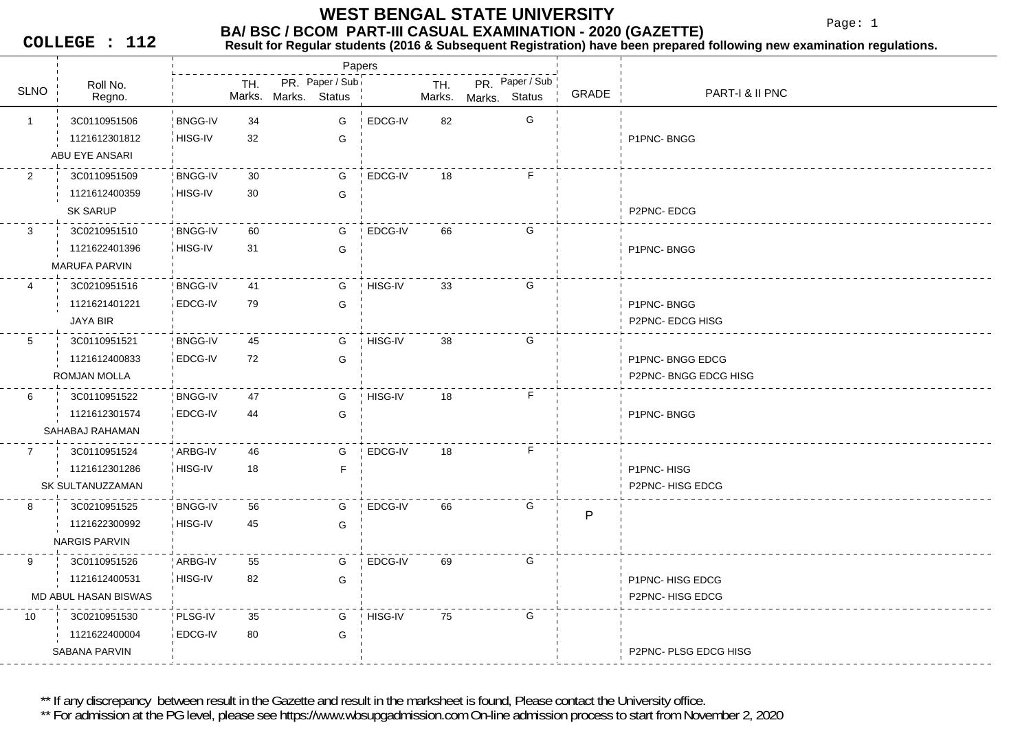# WEST BENGAL STATE UNIVERSITY

## BA/ BSC / BCOM PART-III CASUAL EXAMINATION - 2020 (GAZETTE)

**COLLEGE : 112**

**Result for Regular students (2016 & Subsequent Registration) have been prepared following new examination regulations.**

| SLNO | Roll No. / Regno. | Paper | TH. Marks. | PR. Marks. | Paper / Sub Status | Paper | TH. Marks. | PR. Marks. | Paper / Sub Status | GRADE | PART-I & II PNC |
|---|---|---|---|---|---|---|---|---|---|---|---|
| 1 | 3C0110951506 | BNGG-IV | 34 | | G | EDCG-IV | 82 | | G | | |
| | 1121612301812 | HISG-IV | 32 | | G | | | | | | P1PNC- BNGG |
| | ABU EYE ANSARI | | | | | | | | | | |
| 2 | 3C0110951509 | BNGG-IV | 30 | | G | EDCG-IV | 18 | | F | | |
| | 1121612400359 | HISG-IV | 30 | | G | | | | | | |
| | SK SARUP | | | | | | | | | | P2PNC- EDCG |
| 3 | 3C0210951510 | BNGG-IV | 60 | | G | EDCG-IV | 66 | | G | | |
| | 1121622401396 | HISG-IV | 31 | | G | | | | | | P1PNC- BNGG |
| | MARUFA PARVIN | | | | | | | | | | |
| 4 | 3C0210951516 | BNGG-IV | 41 | | G | HISG-IV | 33 | | G | | |
| | 1121621401221 | EDCG-IV | 79 | | G | | | | | | P1PNC- BNGG |
| | JAYA BIR | | | | | | | | | | P2PNC- EDCG HISG |
| 5 | 3C0110951521 | BNGG-IV | 45 | | G | HISG-IV | 38 | | G | | |
| | 1121612400833 | EDCG-IV | 72 | | G | | | | | | P1PNC- BNGG EDCG |
| | ROMJAN MOLLA | | | | | | | | | | P2PNC- BNGG EDCG HISG |
| 6 | 3C0110951522 | BNGG-IV | 47 | | G | HISG-IV | 18 | | F | | |
| | 1121612301574 | EDCG-IV | 44 | | G | | | | | | P1PNC- BNGG |
| | SAHABAJ RAHAMAN | | | | | | | | | | |
| 7 | 3C0110951524 | ARBG-IV | 46 | | G | EDCG-IV | 18 | | F | | |
| | 1121612301286 | HISG-IV | 18 | | F | | | | | | P1PNC- HISG |
| | SK SULTANUZZAMAN | | | | | | | | | | P2PNC- HISG EDCG |
| 8 | 3C0210951525 | BNGG-IV | 56 | | G | EDCG-IV | 66 | | G | P | |
| | 1121622300992 | HISG-IV | 45 | | G | | | | | | |
| | NARGIS PARVIN | | | | | | | | | | |
| 9 | 3C0110951526 | ARBG-IV | 55 | | G | EDCG-IV | 69 | | G | | |
| | 1121612400531 | HISG-IV | 82 | | G | | | | | | P1PNC- HISG EDCG |
| | MD ABUL HASAN BISWAS | | | | | | | | | | P2PNC- HISG EDCG |
| 10 | 3C0210951530 | PLSG-IV | 35 | | G | HISG-IV | 75 | | G | | |
| | 1121622400004 | EDCG-IV | 80 | | G | | | | | | |
| | SABANA PARVIN | | | | | | | | | | P2PNC- PLSG EDCG HISG |

** If any discrepancy between result in the Gazette and result in the marksheet is found, Please contact the University office.

** For admission at the PG level, please see https://www.wbsupgadmission.com On-line admission process to start from November 2, 2020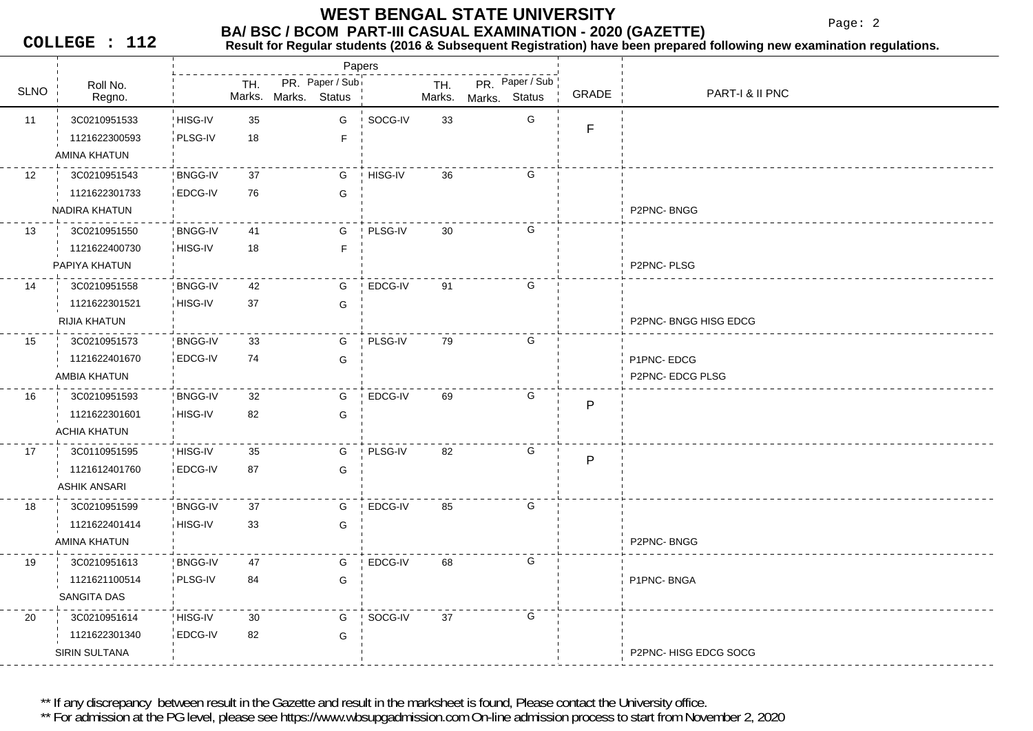# WEST BENGAL STATE UNIVERSITY

## BA/ BSC / BCOM PART-III CASUAL EXAMINATION - 2020 (GAZETTE)

**COLLEGE : 112**

**Result for Regular students (2016 & Subsequent Registration) have been prepared following new examination regulations.**

| SLNO | Roll No. / Regno. / Name | Paper | TH. Marks. | PR. Marks. | Paper / Sub Status | Paper | TH. Marks. | PR. Marks. | Paper / Sub Status | GRADE | PART-I & II PNC |
|---|---|---|---|---|---|---|---|---|---|---|---|
| 11 | 3C0210951533 | HISG-IV | 35 | | G | SOCG-IV | 33 | | G | F | |
| | 1121622300593 | PLSG-IV | 18 | | F | | | | | | |
| | AMINA KHATUN | | | | | | | | | | |
| 12 | 3C0210951543 | BNGG-IV | 37 | | G | HISG-IV | 36 | | G | | |
| | 1121622301733 | EDCG-IV | 76 | | G | | | | | | |
| | NADIRA KHATUN | | | | | | | | | | P2PNC- BNGG |
| 13 | 3C0210951550 | BNGG-IV | 41 | | G | PLSG-IV | 30 | | G | | |
| | 1121622400730 | HISG-IV | 18 | | F | | | | | | |
| | PAPIYA KHATUN | | | | | | | | | | P2PNC- PLSG |
| 14 | 3C0210951558 | BNGG-IV | 42 | | G | EDCG-IV | 91 | | G | | |
| | 1121622301521 | HISG-IV | 37 | | G | | | | | | |
| | RIJIA KHATUN | | | | | | | | | | P2PNC- BNGG HISG EDCG |
| 15 | 3C0210951573 | BNGG-IV | 33 | | G | PLSG-IV | 79 | | G | | |
| | 1121622401670 | EDCG-IV | 74 | | G | | | | | | P1PNC- EDCG |
| | AMBIA KHATUN | | | | | | | | | | P2PNC- EDCG PLSG |
| 16 | 3C0210951593 | BNGG-IV | 32 | | G | EDCG-IV | 69 | | G | P | |
| | 1121622301601 | HISG-IV | 82 | | G | | | | | | |
| | ACHIA KHATUN | | | | | | | | | | |
| 17 | 3C0110951595 | HISG-IV | 35 | | G | PLSG-IV | 82 | | G | P | |
| | 1121612401760 | EDCG-IV | 87 | | G | | | | | | |
| | ASHIK ANSARI | | | | | | | | | | |
| 18 | 3C0210951599 | BNGG-IV | 37 | | G | EDCG-IV | 85 | | G | | |
| | 1121622401414 | HISG-IV | 33 | | G | | | | | | |
| | AMINA KHATUN | | | | | | | | | | P2PNC- BNGG |
| 19 | 3C0210951613 | BNGG-IV | 47 | | G | EDCG-IV | 68 | | G | | |
| | 1121621100514 | PLSG-IV | 84 | | G | | | | | | P1PNC- BNGA |
| | SANGITA DAS | | | | | | | | | | |
| 20 | 3C0210951614 | HISG-IV | 30 | | G | SOCG-IV | 37 | | G | | |
| | 1121622301340 | EDCG-IV | 82 | | G | | | | | | |
| | SIRIN SULTANA | | | | | | | | | | P2PNC- HISG EDCG SOCG |

** If any discrepancy between result in the Gazette and result in the marksheet is found, Please contact the University office.

** For admission at the PG level, please see https://www.wbsupgadmission.com On-line admission process to start from November 2, 2020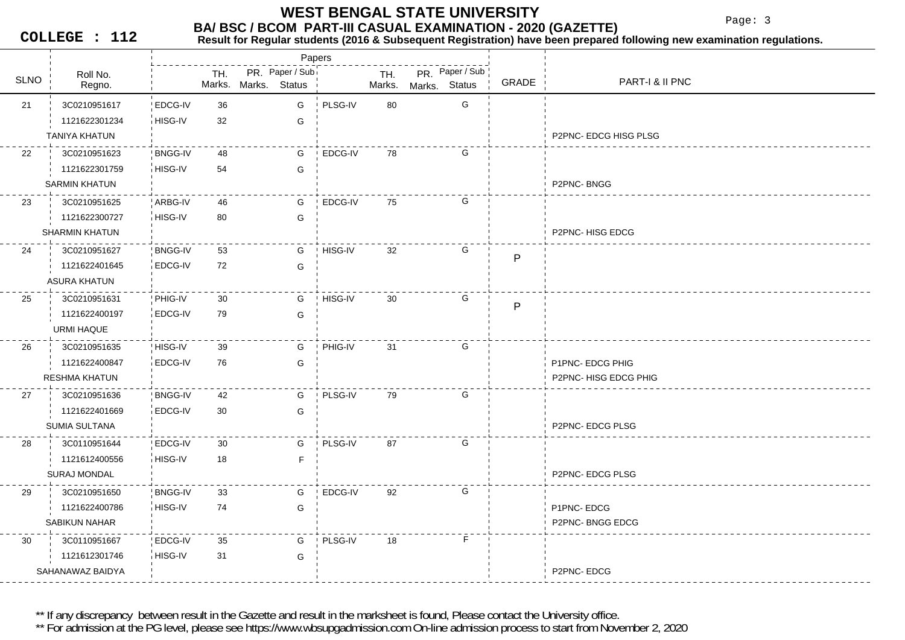# WEST BENGAL STATE UNIVERSITY

## BA/ BSC / BCOM PART-III CASUAL EXAMINATION - 2020 (GAZETTE)

**COLLEGE : 112**

**Result for Regular students (2016 & Subsequent Registration) have been prepared following new examination regulations.**

| SLNO | Roll No. / Regno. | Paper | TH. Marks. | PR. Marks. | Paper / Sub Status | Paper | TH. Marks. | PR. Marks. | Paper / Sub Status | GRADE | PART-I & II PNC |
|---|---|---|---|---|---|---|---|---|---|---|---|
| 21 | 3C0210951617 | EDCG-IV | 36 | | G | PLSG-IV | 80 | | G | | |
| | 1121622301234 | HISG-IV | 32 | | G | | | | | | |
| | TANIYA KHATUN | | | | | | | | | | P2PNC- EDCG HISG PLSG |
| 22 | 3C0210951623 | BNGG-IV | 48 | | G | EDCG-IV | 78 | | G | | |
| | 1121622301759 | HISG-IV | 54 | | G | | | | | | |
| | SARMIN KHATUN | | | | | | | | | | P2PNC- BNGG |
| 23 | 3C0210951625 | ARBG-IV | 46 | | G | EDCG-IV | 75 | | G | | |
| | 1121622300727 | HISG-IV | 80 | | G | | | | | | |
| | SHARMIN KHATUN | | | | | | | | | | P2PNC- HISG EDCG |
| 24 | 3C0210951627 | BNGG-IV | 53 | | G | HISG-IV | 32 | | G | P | |
| | 1121622401645 | EDCG-IV | 72 | | G | | | | | | |
| | ASURA KHATUN | | | | | | | | | | |
| 25 | 3C0210951631 | PHIG-IV | 30 | | G | HISG-IV | 30 | | G | P | |
| | 1121622400197 | EDCG-IV | 79 | | G | | | | | | |
| | URMI HAQUE | | | | | | | | | | |
| 26 | 3C0210951635 | HISG-IV | 39 | | G | PHIG-IV | 31 | | G | | |
| | 1121622400847 | EDCG-IV | 76 | | G | | | | | | P1PNC- EDCG PHIG |
| | RESHMA KHATUN | | | | | | | | | | P2PNC- HISG EDCG PHIG |
| 27 | 3C0210951636 | BNGG-IV | 42 | | G | PLSG-IV | 79 | | G | | |
| | 1121622401669 | EDCG-IV | 30 | | G | | | | | | |
| | SUMIA SULTANA | | | | | | | | | | P2PNC- EDCG PLSG |
| 28 | 3C0110951644 | EDCG-IV | 30 | | G | PLSG-IV | 87 | | G | | |
| | 1121612400556 | HISG-IV | 18 | | F | | | | | | |
| | SURAJ MONDAL | | | | | | | | | | P2PNC- EDCG PLSG |
| 29 | 3C0210951650 | BNGG-IV | 33 | | G | EDCG-IV | 92 | | G | | |
| | 1121622400786 | HISG-IV | 74 | | G | | | | | | P1PNC- EDCG |
| | SABIKUN NAHAR | | | | | | | | | | P2PNC- BNGG EDCG |
| 30 | 3C0110951667 | EDCG-IV | 35 | | G | PLSG-IV | 18 | | F | | |
| | 1121612301746 | HISG-IV | 31 | | G | | | | | | |
| | SAHANAWAZ BAIDYA | | | | | | | | | | P2PNC- EDCG |

** If any discrepancy between result in the Gazette and result in the marksheet is found, Please contact the University office.

** For admission at the PG level, please see https://www.wbsupgadmission.com On-line admission process to start from November 2, 2020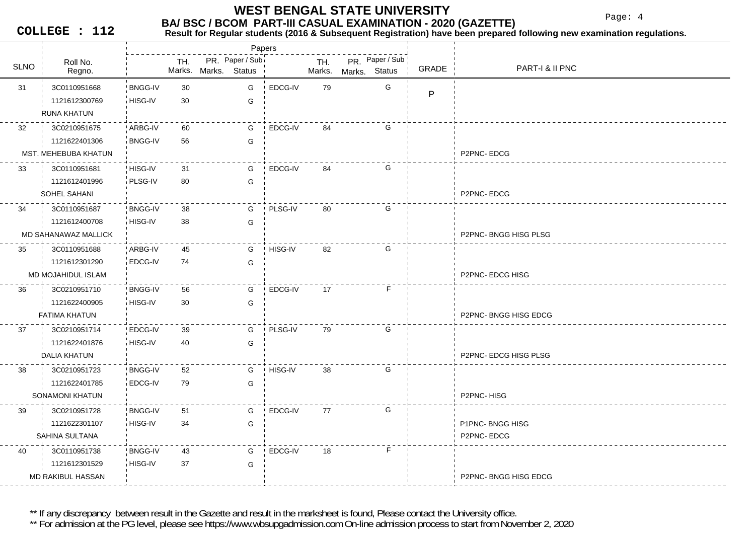# WEST BENGAL STATE UNIVERSITY

## BA/ BSC / BCOM PART-III CASUAL EXAMINATION - 2020 (GAZETTE)

**COLLEGE : 112**

**Result for Regular students (2016 & Subsequent Registration) have been prepared following new examination regulations.**

| SLNO | Roll No. / Regno. | Papers | TH. Marks. | PR. Marks. | Paper / Sub Status | Papers | TH. Marks. | PR. Marks. | Paper / Sub Status | GRADE | PART-I & II PNC |
|---|---|---|---|---|---|---|---|---|---|---|---|
| 31 | 3C0110951668 | BNGG-IV | 30 | | G | EDCG-IV | 79 | | G | P | |
| | 1121612300769 | HISG-IV | 30 | | G | | | | | | |
| | RUNA KHATUN | | | | | | | | | | |
| 32 | 3C0210951675 | ARBG-IV | 60 | | G | EDCG-IV | 84 | | G | | |
| | 1121622401306 | BNGG-IV | 56 | | G | | | | | | |
| | MST. MEHEBUBA KHATUN | | | | | | | | | | P2PNC- EDCG |
| 33 | 3C0110951681 | HISG-IV | 31 | | G | EDCG-IV | 84 | | G | | |
| | 1121612401996 | PLSG-IV | 80 | | G | | | | | | |
| | SOHEL SAHANI | | | | | | | | | | P2PNC- EDCG |
| 34 | 3C0110951687 | BNGG-IV | 38 | | G | PLSG-IV | 80 | | G | | |
| | 1121612400708 | HISG-IV | 38 | | G | | | | | | |
| | MD SAHANAWAZ MALLICK | | | | | | | | | | P2PNC- BNGG HISG PLSG |
| 35 | 3C0110951688 | ARBG-IV | 45 | | G | HISG-IV | 82 | | G | | |
| | 1121612301290 | EDCG-IV | 74 | | G | | | | | | |
| | MD MOJAHIDUL ISLAM | | | | | | | | | | P2PNC- EDCG HISG |
| 36 | 3C0210951710 | BNGG-IV | 56 | | G | EDCG-IV | 17 | | F | | |
| | 1121622400905 | HISG-IV | 30 | | G | | | | | | |
| | FATIMA KHATUN | | | | | | | | | | P2PNC- BNGG HISG EDCG |
| 37 | 3C0210951714 | EDCG-IV | 39 | | G | PLSG-IV | 79 | | G | | |
| | 1121622401876 | HISG-IV | 40 | | G | | | | | | |
| | DALIA KHATUN | | | | | | | | | | P2PNC- EDCG HISG PLSG |
| 38 | 3C0210951723 | BNGG-IV | 52 | | G | HISG-IV | 38 | | G | | |
| | 1121622401785 | EDCG-IV | 79 | | G | | | | | | |
| | SONAMONI KHATUN | | | | | | | | | | P2PNC- HISG |
| 39 | 3C0210951728 | BNGG-IV | 51 | | G | EDCG-IV | 77 | | G | | |
| | 1121622301107 | HISG-IV | 34 | | G | | | | | | P1PNC- BNGG HISG |
| | SAHINA SULTANA | | | | | | | | | | P2PNC- EDCG |
| 40 | 3C0110951738 | BNGG-IV | 43 | | G | EDCG-IV | 18 | | F | | |
| | 1121612301529 | HISG-IV | 37 | | G | | | | | | |
| | MD RAKIBUL HASSAN | | | | | | | | | | P2PNC- BNGG HISG EDCG |

** If any discrepancy between result in the Gazette and result in the marksheet is found, Please contact the University office.

** For admission at the PG level, please see https://www.wbsupgadmission.com On-line admission process to start from November 2, 2020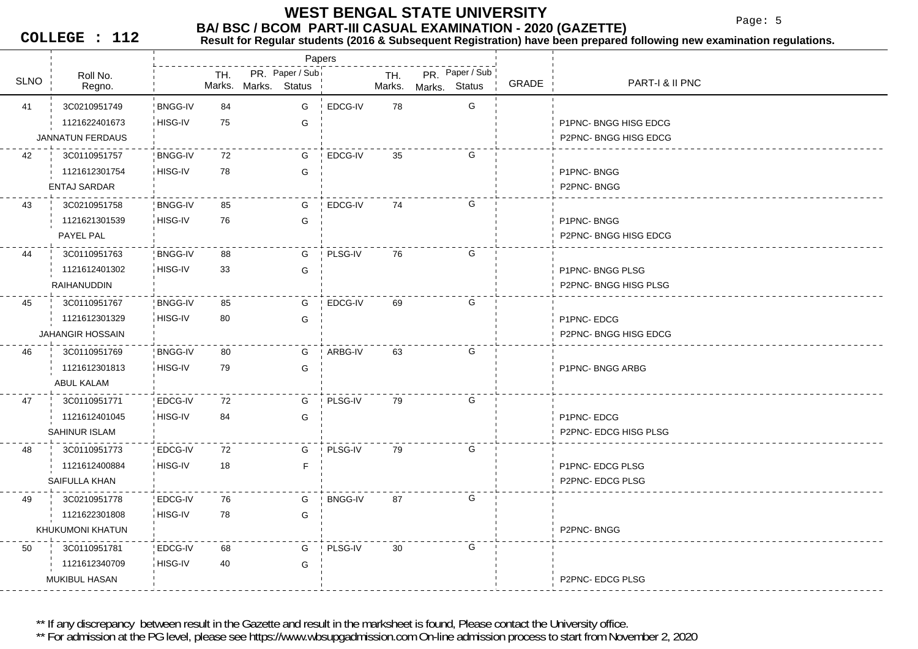# WEST BENGAL STATE UNIVERSITY

## BA/ BSC / BCOM PART-III CASUAL EXAMINATION - 2020 (GAZETTE)

**COLLEGE : 112**

**Result for Regular students (2016 & Subsequent Registration) have been prepared following new examination regulations.**

| SLNO | Roll No. / Regno. | Papers | TH. Marks. | PR. Marks. | Paper / Sub Status | Papers | TH. Marks. | PR. Marks. | Paper / Sub Status | GRADE | PART-I & II PNC |
|---|---|---|---|---|---|---|---|---|---|---|---|
| 41 | 3C0210951749 | BNGG-IV | 84 | | G | EDCG-IV | 78 | | G | | |
| | 1121622401673 | HISG-IV | 75 | | G | | | | | | P1PNC- BNGG HISG EDCG |
| | JANNATUN FERDAUS | | | | | | | | | | P2PNC- BNGG HISG EDCG |
| 42 | 3C0110951757 | BNGG-IV | 72 | | G | EDCG-IV | 35 | | G | | |
| | 1121612301754 | HISG-IV | 78 | | G | | | | | | P1PNC- BNGG |
| | ENTAJ SARDAR | | | | | | | | | | P2PNC- BNGG |
| 43 | 3C0210951758 | BNGG-IV | 85 | | G | EDCG-IV | 74 | | G | | |
| | 1121621301539 | HISG-IV | 76 | | G | | | | | | P1PNC- BNGG |
| | PAYEL PAL | | | | | | | | | | P2PNC- BNGG HISG EDCG |
| 44 | 3C0110951763 | BNGG-IV | 88 | | G | PLSG-IV | 76 | | G | | |
| | 1121612401302 | HISG-IV | 33 | | G | | | | | | P1PNC- BNGG PLSG |
| | RAIHANUDDIN | | | | | | | | | | P2PNC- BNGG HISG PLSG |
| 45 | 3C0110951767 | BNGG-IV | 85 | | G | EDCG-IV | 69 | | G | | |
| | 1121612301329 | HISG-IV | 80 | | G | | | | | | P1PNC- EDCG |
| | JAHANGIR HOSSAIN | | | | | | | | | | P2PNC- BNGG HISG EDCG |
| 46 | 3C0110951769 | BNGG-IV | 80 | | G | ARBG-IV | 63 | | G | | |
| | 1121612301813 | HISG-IV | 79 | | G | | | | | | P1PNC- BNGG ARBG |
| | ABUL KALAM | | | | | | | | | | |
| 47 | 3C0110951771 | EDCG-IV | 72 | | G | PLSG-IV | 79 | | G | | |
| | 1121612401045 | HISG-IV | 84 | | G | | | | | | P1PNC- EDCG |
| | SAHINUR ISLAM | | | | | | | | | | P2PNC- EDCG HISG PLSG |
| 48 | 3C0110951773 | EDCG-IV | 72 | | G | PLSG-IV | 79 | | G | | |
| | 1121612400884 | HISG-IV | 18 | | F | | | | | | P1PNC- EDCG PLSG |
| | SAIFULLA KHAN | | | | | | | | | | P2PNC- EDCG PLSG |
| 49 | 3C0210951778 | EDCG-IV | 76 | | G | BNGG-IV | 87 | | G | | |
| | 1121622301808 | HISG-IV | 78 | | G | | | | | | |
| | KHUKUMONI KHATUN | | | | | | | | | | P2PNC- BNGG |
| 50 | 3C0110951781 | EDCG-IV | 68 | | G | PLSG-IV | 30 | | G | | |
| | 1121612340709 | HISG-IV | 40 | | G | | | | | | |
| | MUKIBUL HASAN | | | | | | | | | | P2PNC- EDCG PLSG |

** If any discrepancy between result in the Gazette and result in the marksheet is found, Please contact the University office.

** For admission at the PG level, please see https://www.wbsupgadmission.com On-line admission process to start from November 2, 2020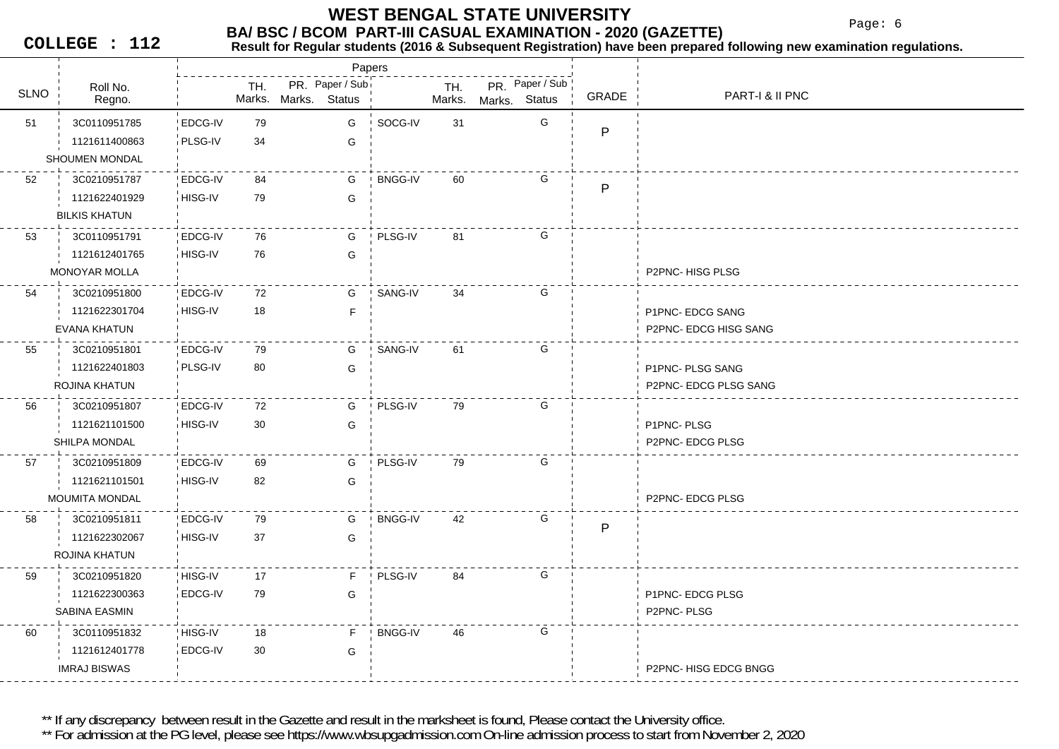# WEST BENGAL STATE UNIVERSITY

## BA/ BSC / BCOM PART-III CASUAL EXAMINATION - 2020 (GAZETTE)

**COLLEGE : 112**

**Result for Regular students (2016 & Subsequent Registration) have been prepared following new examination regulations.**

| SLNO | Roll No. / Regno. / Name | Paper | TH. Marks. | PR. Marks. | Paper / Sub Status | Paper | TH. Marks. | PR. Marks. | Paper / Sub Status | GRADE | PART-I & II PNC |
|---|---|---|---|---|---|---|---|---|---|---|---|
| 51 | 3C0110951785 | EDCG-IV | 79 | | G | SOCG-IV | 31 | | G | P | |
| | 1121611400863 | PLSG-IV | 34 | | G | | | | | | |
| | SHOUMEN MONDAL | | | | | | | | | | |
| 52 | 3C0210951787 | EDCG-IV | 84 | | G | BNGG-IV | 60 | | G | P | |
| | 1121622401929 | HISG-IV | 79 | | G | | | | | | |
| | BILKIS KHATUN | | | | | | | | | | |
| 53 | 3C0110951791 | EDCG-IV | 76 | | G | PLSG-IV | 81 | | G | | |
| | 1121612401765 | HISG-IV | 76 | | G | | | | | | |
| | MONOYAR MOLLA | | | | | | | | | | P2PNC- HISG PLSG |
| 54 | 3C0210951800 | EDCG-IV | 72 | | G | SANG-IV | 34 | | G | | |
| | 1121622301704 | HISG-IV | 18 | | F | | | | | | P1PNC- EDCG SANG |
| | EVANA KHATUN | | | | | | | | | | P2PNC- EDCG HISG SANG |
| 55 | 3C0210951801 | EDCG-IV | 79 | | G | SANG-IV | 61 | | G | | |
| | 1121622401803 | PLSG-IV | 80 | | G | | | | | | P1PNC- PLSG SANG |
| | ROJINA KHATUN | | | | | | | | | | P2PNC- EDCG PLSG SANG |
| 56 | 3C0210951807 | EDCG-IV | 72 | | G | PLSG-IV | 79 | | G | | |
| | 1121621101500 | HISG-IV | 30 | | G | | | | | | P1PNC- PLSG |
| | SHILPA MONDAL | | | | | | | | | | P2PNC- EDCG PLSG |
| 57 | 3C0210951809 | EDCG-IV | 69 | | G | PLSG-IV | 79 | | G | | |
| | 1121621101501 | HISG-IV | 82 | | G | | | | | | |
| | MOUMITA MONDAL | | | | | | | | | | P2PNC- EDCG PLSG |
| 58 | 3C0210951811 | EDCG-IV | 79 | | G | BNGG-IV | 42 | | G | P | |
| | 1121622302067 | HISG-IV | 37 | | G | | | | | | |
| | ROJINA KHATUN | | | | | | | | | | |
| 59 | 3C0210951820 | HISG-IV | 17 | | F | PLSG-IV | 84 | | G | | |
| | 1121622300363 | EDCG-IV | 79 | | G | | | | | | P1PNC- EDCG PLSG |
| | SABINA EASMIN | | | | | | | | | | P2PNC- PLSG |
| 60 | 3C0110951832 | HISG-IV | 18 | | F | BNGG-IV | 46 | | G | | |
| | 1121612401778 | EDCG-IV | 30 | | G | | | | | | |
| | IMRAJ BISWAS | | | | | | | | | | P2PNC- HISG EDCG BNGG |

** If any discrepancy between result in the Gazette and result in the marksheet is found, Please contact the University office.

** For admission at the PG level, please see https://www.wbsupgadmission.com On-line admission process to start from November 2, 2020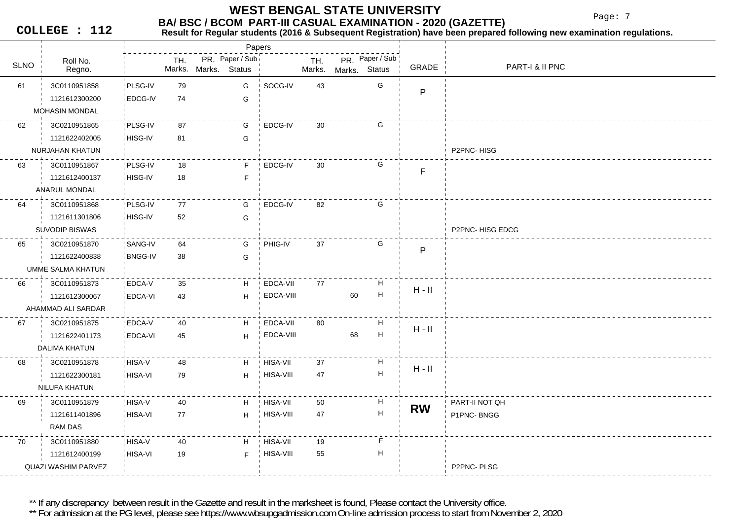# WEST BENGAL STATE UNIVERSITY

## BA/ BSC / BCOM PART-III CASUAL EXAMINATION - 2020 (GAZETTE)

**COLLEGE : 112**

**Result for Regular students (2016 & Subsequent Registration) have been prepared following new examination regulations.**

| SLNO | Roll No. / Regno. / Name | Paper | TH. Marks | PR. Marks | Paper / Sub Status | Paper | TH. Marks | PR. Marks | Paper / Sub Status | GRADE | PART-I & II PNC |
|---|---|---|---|---|---|---|---|---|---|---|---|
| 61 | 3C0110951858 | PLSG-IV | 79 | | G | SOCG-IV | 43 | | G | P | |
| | 1121612300200 | EDCG-IV | 74 | | G | | | | | | |
| | MOHASIN MONDAL | | | | | | | | | | |
| 62 | 3C0210951865 | PLSG-IV | 87 | | G | EDCG-IV | 30 | | G | | |
| | 1121622402005 | HISG-IV | 81 | | G | | | | | | |
| | NURJAHAN KHATUN | | | | | | | | | | P2PNC- HISG |
| 63 | 3C0110951867 | PLSG-IV | 18 | | F | EDCG-IV | 30 | | G | F | |
| | 1121612400137 | HISG-IV | 18 | | F | | | | | | |
| | ANARUL MONDAL | | | | | | | | | | |
| 64 | 3C0110951868 | PLSG-IV | 77 | | G | EDCG-IV | 82 | | G | | |
| | 1121611301806 | HISG-IV | 52 | | G | | | | | | |
| | SUVODIP BISWAS | | | | | | | | | | P2PNC- HISG EDCG |
| 65 | 3C0210951870 | SANG-IV | 64 | | G | PHIG-IV | 37 | | G | P | |
| | 1121622400838 | BNGG-IV | 38 | | G | | | | | | |
| | UMME SALMA KHATUN | | | | | | | | | | |
| 66 | 3C0110951873 | EDCA-V | 35 | | H | EDCA-VII | 77 | | H | H - II | |
| | 1121612300067 | EDCA-VI | 43 | | H | EDCA-VIII | | 60 | H | | |
| | AHAMMAD ALI SARDAR | | | | | | | | | | |
| 67 | 3C0210951875 | EDCA-V | 40 | | H | EDCA-VII | 80 | | H | H - II | |
| | 1121622401173 | EDCA-VI | 45 | | H | EDCA-VIII | | 68 | H | | |
| | DALIMA KHATUN | | | | | | | | | | |
| 68 | 3C0210951878 | HISA-V | 48 | | H | HISA-VII | 37 | | H | H - II | |
| | 1121622300181 | HISA-VI | 79 | | H | HISA-VIII | 47 | | H | | |
| | NILUFA KHATUN | | | | | | | | | | |
| 69 | 3C0110951879 | HISA-V | 40 | | H | HISA-VII | 50 | | H | **RW** | PART-II NOT QH |
| | 1121611401896 | HISA-VI | 77 | | H | HISA-VIII | 47 | | H | | P1PNC- BNGG |
| | RAM DAS | | | | | | | | | | |
| 70 | 3C0110951880 | HISA-V | 40 | | H | HISA-VII | 19 | | F | | |
| | 1121612400199 | HISA-VI | 19 | | F | HISA-VIII | 55 | | H | | |
| | QUAZI WASHIM PARVEZ | | | | | | | | | | P2PNC- PLSG |

** If any discrepancy between result in the Gazette and result in the marksheet is found, Please contact the University office.

** For admission at the PG level, please see https://www.wbsupgadmission.com On-line admission process to start from November 2, 2020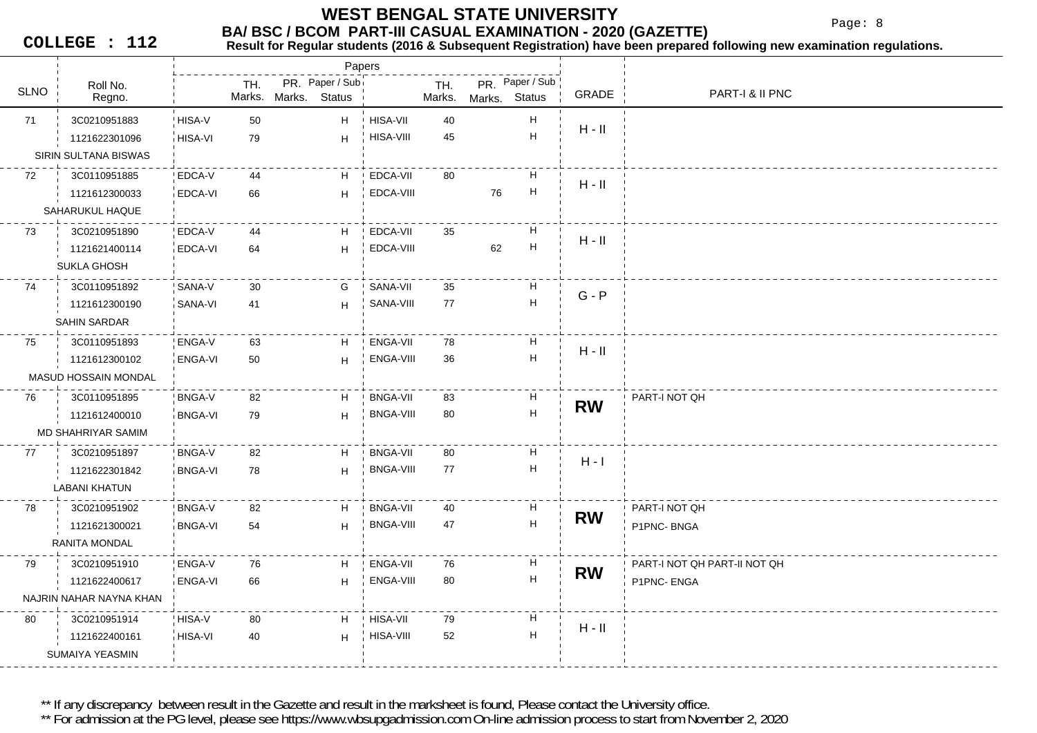# WEST BENGAL STATE UNIVERSITY

## BA/ BSC / BCOM PART-III CASUAL EXAMINATION - 2020 (GAZETTE)

**COLLEGE : 112**

**Result for Regular students (2016 & Subsequent Registration) have been prepared following new examination regulations.**

| SLNO | Roll No. / Regno. | Papers | TH. Marks. | PR. Marks. | Paper / Sub Status | Papers | TH. Marks. | PR. Marks. | Paper / Sub Status | GRADE | PART-I & II PNC |
|---|---|---|---|---|---|---|---|---|---|---|---|
| 71 | 3C0210951883 | HISA-V | 50 | | H | HISA-VII | 40 | | H | H - II | |
| | 1121622301096 | HISA-VI | 79 | | H | HISA-VIII | 45 | | H | | |
| | SIRIN SULTANA BISWAS | | | | | | | | | | |
| 72 | 3C0110951885 | EDCA-V | 44 | | H | EDCA-VII | 80 | | H | H - II | |
| | 1121612300033 | EDCA-VI | 66 | | H | EDCA-VIII | | 76 | H | | |
| | SAHARUKUL HAQUE | | | | | | | | | | |
| 73 | 3C0210951890 | EDCA-V | 44 | | H | EDCA-VII | 35 | | H | H - II | |
| | 1121621400114 | EDCA-VI | 64 | | H | EDCA-VIII | | 62 | H | | |
| | SUKLA GHOSH | | | | | | | | | | |
| 74 | 3C0110951892 | SANA-V | 30 | | G | SANA-VII | 35 | | H | G - P | |
| | 1121612300190 | SANA-VI | 41 | | H | SANA-VIII | 77 | | H | | |
| | SAHIN SARDAR | | | | | | | | | | |
| 75 | 3C0110951893 | ENGA-V | 63 | | H | ENGA-VII | 78 | | H | H - II | |
| | 1121612300102 | ENGA-VI | 50 | | H | ENGA-VIII | 36 | | H | | |
| | MASUD HOSSAIN MONDAL | | | | | | | | | | |
| 76 | 3C0110951895 | BNGA-V | 82 | | H | BNGA-VII | 83 | | H | **RW** | PART-I NOT QH |
| | 1121612400010 | BNGA-VI | 79 | | H | BNGA-VIII | 80 | | H | | |
| | MD SHAHRIYAR SAMIM | | | | | | | | | | |
| 77 | 3C0210951897 | BNGA-V | 82 | | H | BNGA-VII | 80 | | H | H - I | |
| | 1121622301842 | BNGA-VI | 78 | | H | BNGA-VIII | 77 | | H | | |
| | LABANI KHATUN | | | | | | | | | | |
| 78 | 3C0210951902 | BNGA-V | 82 | | H | BNGA-VII | 40 | | H | **RW** | PART-I NOT QH |
| | 1121621300021 | BNGA-VI | 54 | | H | BNGA-VIII | 47 | | H | | P1PNC- BNGA |
| | RANITA MONDAL | | | | | | | | | | |
| 79 | 3C0210951910 | ENGA-V | 76 | | H | ENGA-VII | 76 | | H | **RW** | PART-I NOT QH PART-II NOT QH |
| | 1121622400617 | ENGA-VI | 66 | | H | ENGA-VIII | 80 | | H | | P1PNC- ENGA |
| | NAJRIN NAHAR NAYNA KHAN | | | | | | | | | | |
| 80 | 3C0210951914 | HISA-V | 80 | | H | HISA-VII | 79 | | H | H - II | |
| | 1121622400161 | HISA-VI | 40 | | H | HISA-VIII | 52 | | H | | |
| | SUMAIYA YEASMIN | | | | | | | | | | |

** If any discrepancy between result in the Gazette and result in the marksheet is found, Please contact the University office.

** For admission at the PG level, please see https://www.wbsupgadmission.com On-line admission process to start from November 2, 2020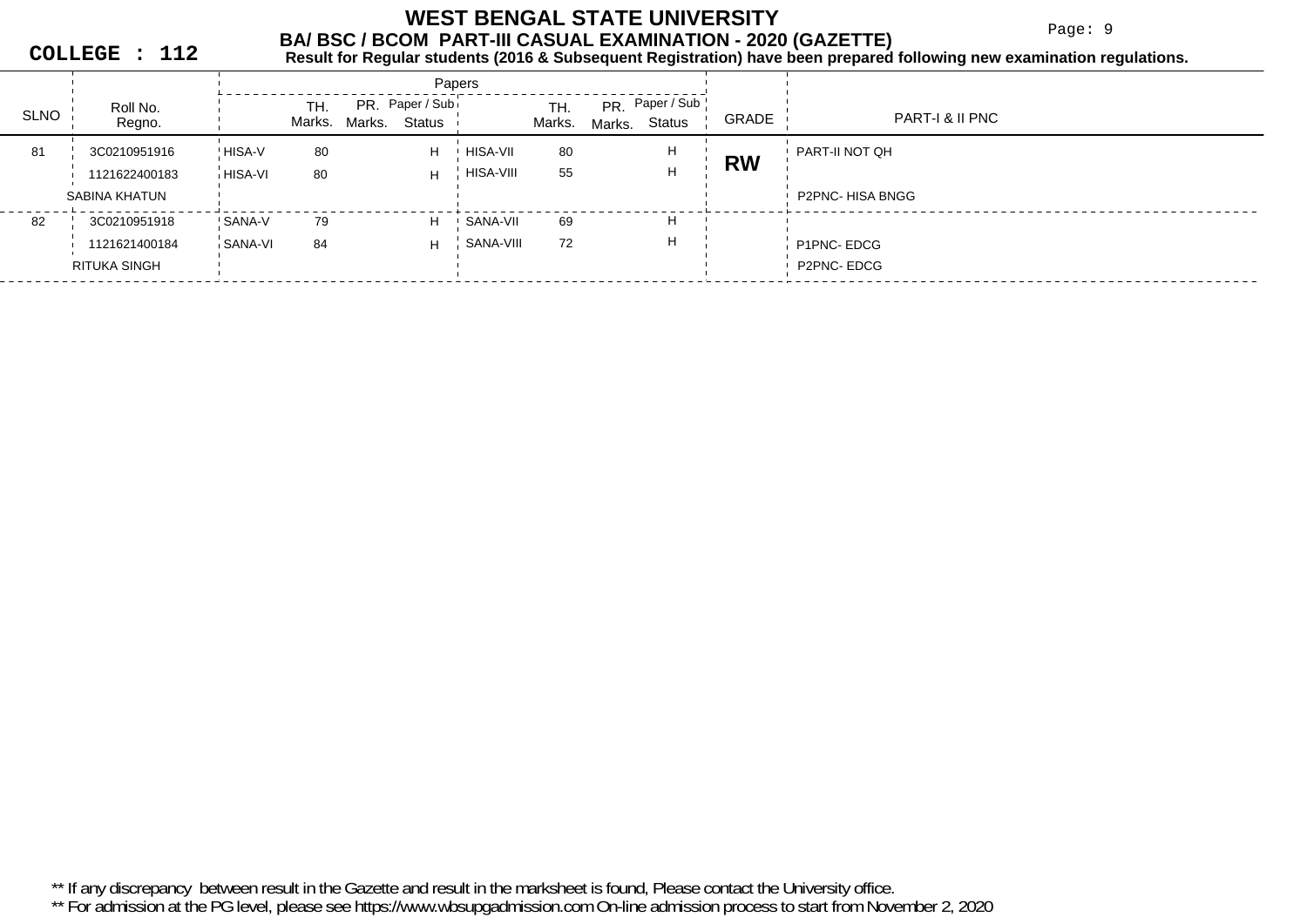# WEST BENGAL STATE UNIVERSITY

## BA/ BSC / BCOM PART-III CASUAL EXAMINATION - 2020 (GAZETTE)

**COLLEGE : 112**

**Result for Regular students (2016 & Subsequent Registration) have been prepared following new examination regulations.**

| SLNO | Roll No. / Regno. | Papers | TH. Marks. | PR. Marks. | Paper / Sub Status | Papers | TH. Marks. | PR. Marks. | Paper / Sub Status | GRADE | PART-I & II PNC |
|---|---|---|---|---|---|---|---|---|---|---|---|
| 81 | 3C0210951916 | HISA-V | 80 | | H | HISA-VII | 80 | | H | **RW** | PART-II NOT QH |
| | 1121622400183 | HISA-VI | 80 | | H | HISA-VIII | 55 | | H | | |
| | SABINA KHATUN | | | | | | | | | | P2PNC- HISA BNGG |
| 82 | 3C0210951918 | SANA-V | 79 | | H | SANA-VII | 69 | | H | | |
| | 1121621400184 | SANA-VI | 84 | | H | SANA-VIII | 72 | | H | | P1PNC- EDCG |
| | RITUKA SINGH | | | | | | | | | | P2PNC- EDCG |

** If any discrepancy between result in the Gazette and result in the marksheet is found, Please contact the University office.

** For admission at the PG level, please see https://www.wbsupgadmission.com On-line admission process to start from November 2, 2020